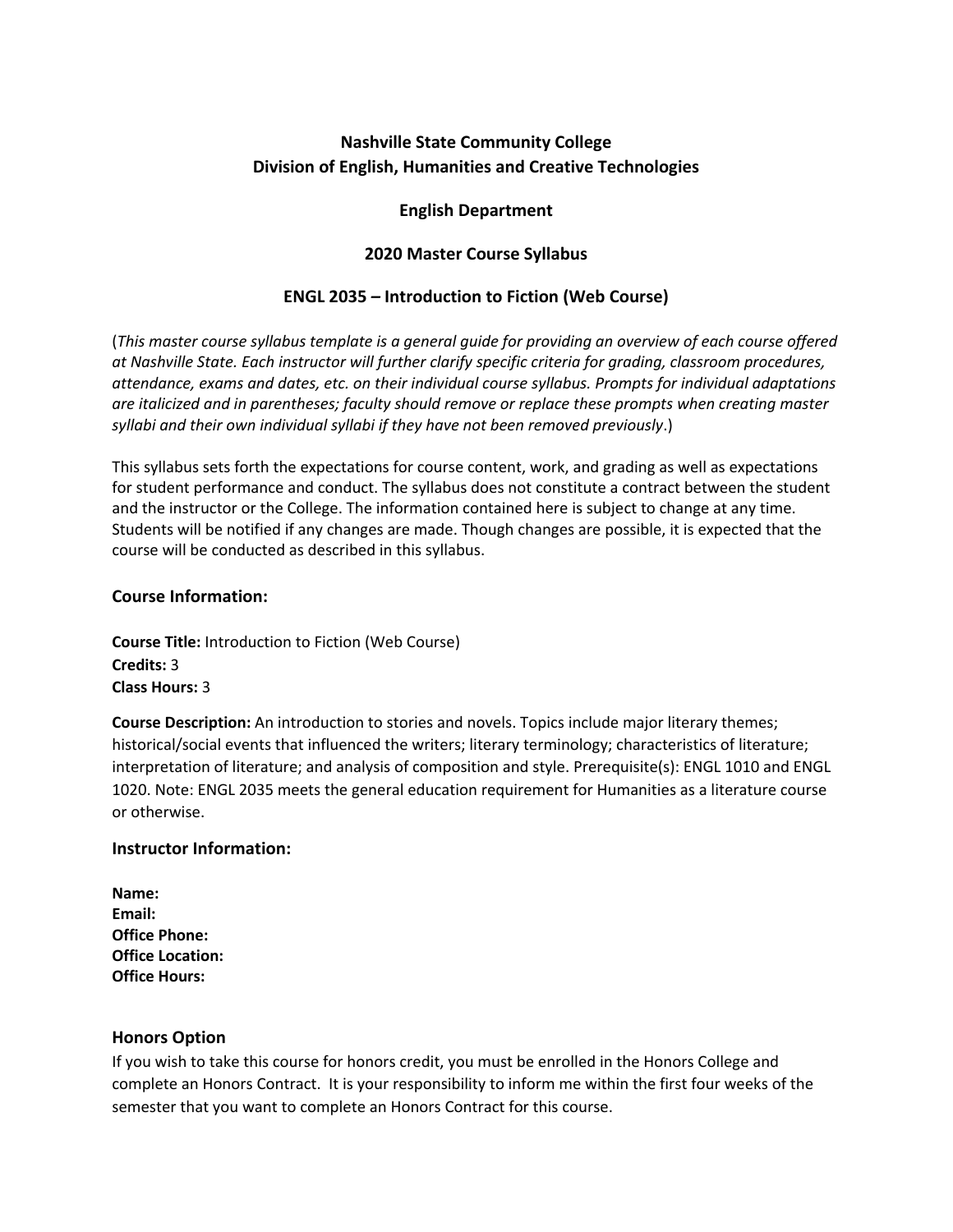**Nashville State Community College**
**Division of English, Humanities and Creative Technologies**

**English Department**

**2020 Master Course Syllabus**

**ENGL 2035 – Introduction to Fiction (Web Course)**

(*This master course syllabus template is a general guide for providing an overview of each course offered at Nashville State. Each instructor will further clarify specific criteria for grading, classroom procedures, attendance, exams and dates, etc. on their individual course syllabus. Prompts for individual adaptations are italicized and in parentheses; faculty should remove or replace these prompts when creating master syllabi and their own individual syllabi if they have not been removed previously*.)

This syllabus sets forth the expectations for course content, work, and grading as well as expectations for student performance and conduct. The syllabus does not constitute a contract between the student and the instructor or the College. The information contained here is subject to change at any time. Students will be notified if any changes are made. Though changes are possible, it is expected that the course will be conducted as described in this syllabus.

## Course Information:

**Course Title:** Introduction to Fiction (Web Course)
**Credits:** 3
**Class Hours:** 3

**Course Description:** An introduction to stories and novels. Topics include major literary themes; historical/social events that influenced the writers; literary terminology; characteristics of literature; interpretation of literature; and analysis of composition and style. Prerequisite(s): ENGL 1010 and ENGL 1020. Note: ENGL 2035 meets the general education requirement for Humanities as a literature course or otherwise.

## Instructor Information:

**Name:**
**Email:**
**Office Phone:**
**Office Location:**
**Office Hours:**

## Honors Option

If you wish to take this course for honors credit, you must be enrolled in the Honors College and complete an Honors Contract. It is your responsibility to inform me within the first four weeks of the semester that you want to complete an Honors Contract for this course.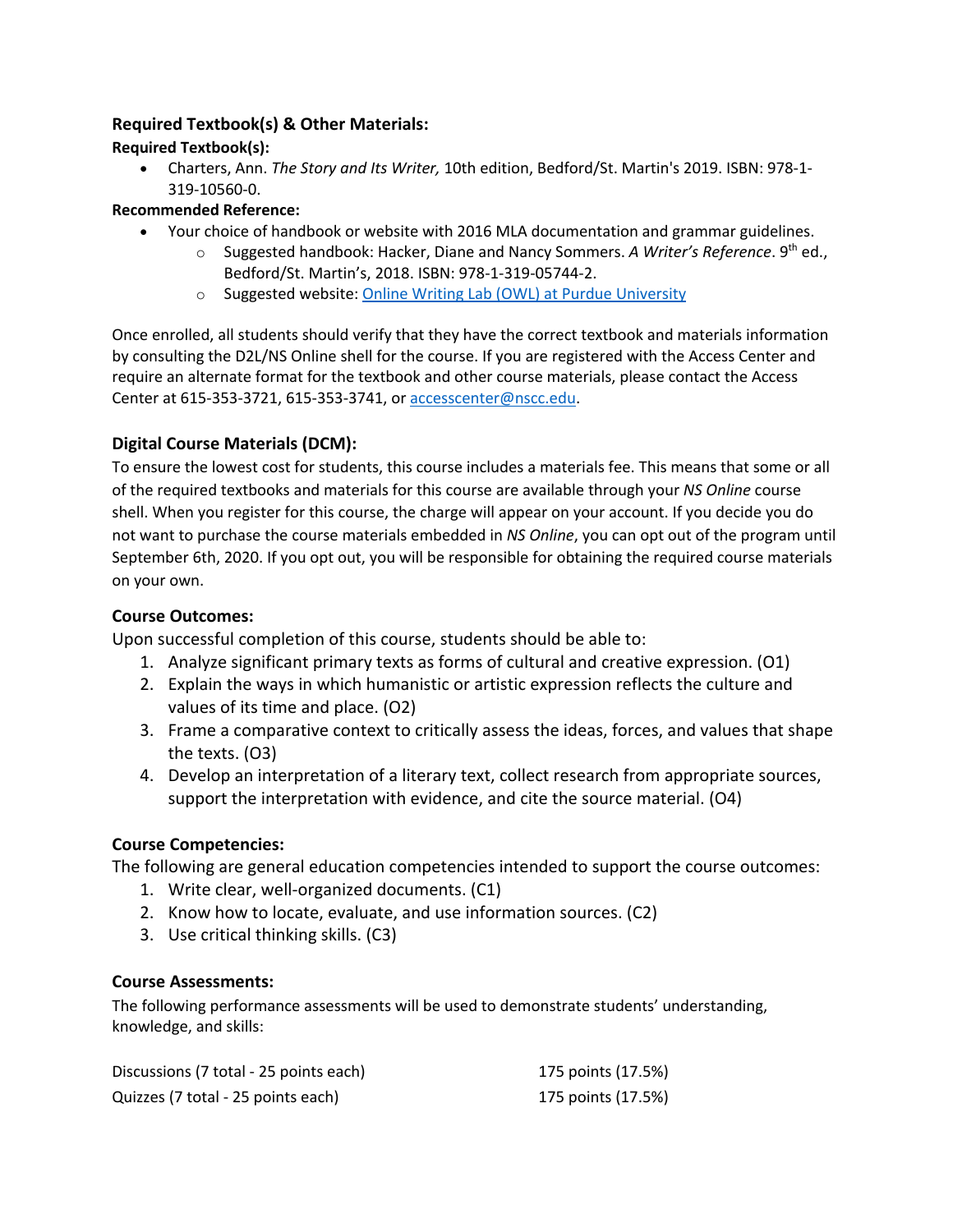### Required Textbook(s) & Other Materials:

**Required Textbook(s):**

- Charters, Ann. *The Story and Its Writer,* 10th edition, Bedford/St. Martin's 2019. ISBN: 978-1-319-10560-0.

**Recommended Reference:**

- Your choice of handbook or website with 2016 MLA documentation and grammar guidelines.
  - Suggested handbook: Hacker, Diane and Nancy Sommers. *A Writer's Reference*. 9th ed., Bedford/St. Martin's, 2018. ISBN: 978-1-319-05744-2.
  - Suggested website: Online Writing Lab (OWL) at Purdue University

Once enrolled, all students should verify that they have the correct textbook and materials information by consulting the D2L/NS Online shell for the course. If you are registered with the Access Center and require an alternate format for the textbook and other course materials, please contact the Access Center at 615-353-3721, 615-353-3741, or accesscenter@nscc.edu.

### Digital Course Materials (DCM):

To ensure the lowest cost for students, this course includes a materials fee. This means that some or all of the required textbooks and materials for this course are available through your *NS Online* course shell. When you register for this course, the charge will appear on your account. If you decide you do not want to purchase the course materials embedded in *NS Online*, you can opt out of the program until September 6th, 2020. If you opt out, you will be responsible for obtaining the required course materials on your own.

### Course Outcomes:

Upon successful completion of this course, students should be able to:

1. Analyze significant primary texts as forms of cultural and creative expression. (O1)
2. Explain the ways in which humanistic or artistic expression reflects the culture and values of its time and place. (O2)
3. Frame a comparative context to critically assess the ideas, forces, and values that shape the texts. (O3)
4. Develop an interpretation of a literary text, collect research from appropriate sources, support the interpretation with evidence, and cite the source material. (O4)

### Course Competencies:

The following are general education competencies intended to support the course outcomes:

1. Write clear, well-organized documents. (C1)
2. Know how to locate, evaluate, and use information sources. (C2)
3. Use critical thinking skills. (C3)

### Course Assessments:

The following performance assessments will be used to demonstrate students' understanding, knowledge, and skills:

| | |
|---|---|
| Discussions (7 total - 25 points each) | 175 points (17.5%) |
| Quizzes (7 total - 25 points each) | 175 points (17.5%) |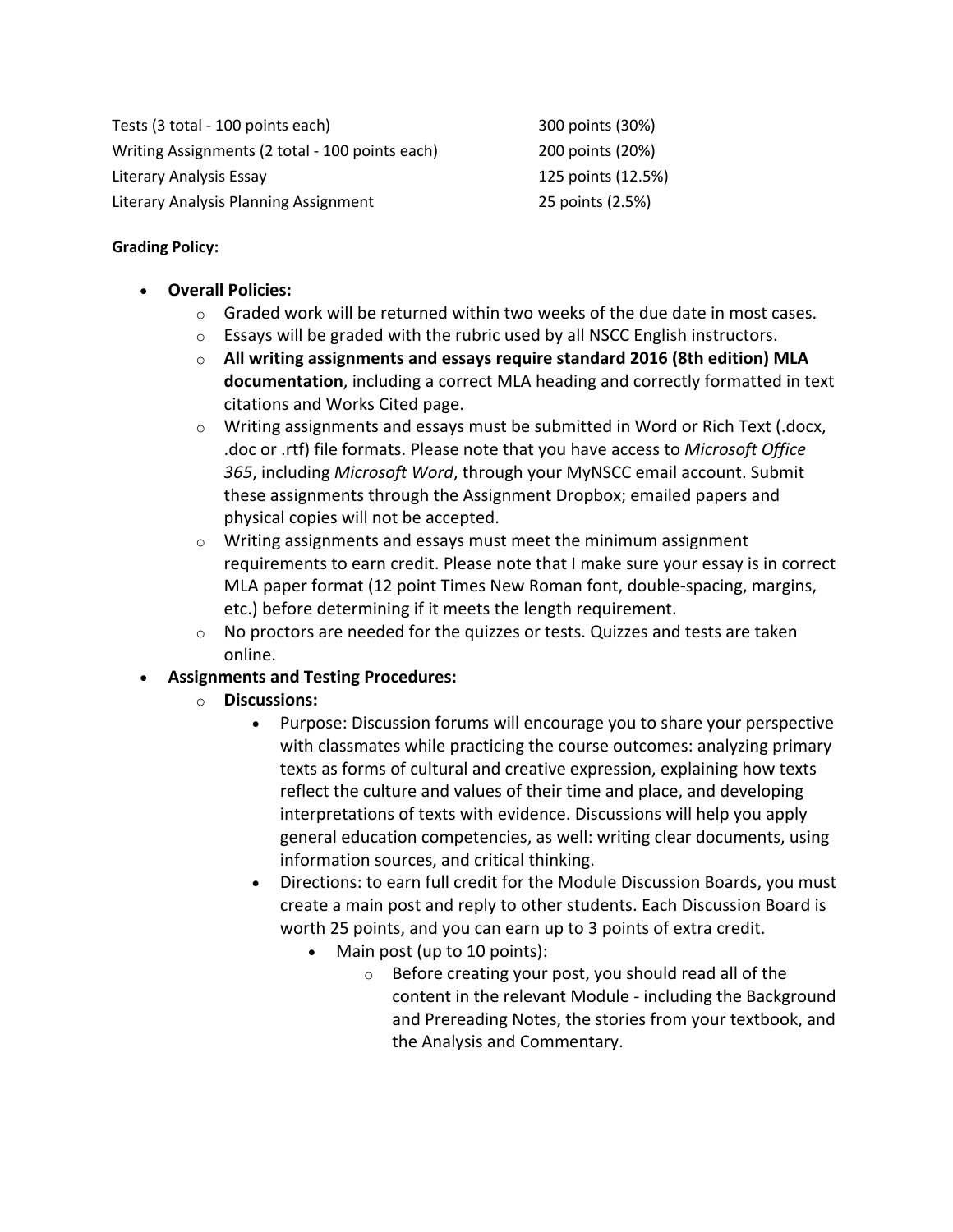| | |
|---|---|
| Tests (3 total - 100 points each) | 300 points (30%) |
| Writing Assignments (2 total - 100 points each) | 200 points (20%) |
| Literary Analysis Essay | 125 points (12.5%) |
| Literary Analysis Planning Assignment | 25 points (2.5%) |

**Grading Policy:**

- **Overall Policies:**
  - Graded work will be returned within two weeks of the due date in most cases.
  - Essays will be graded with the rubric used by all NSCC English instructors.
  - **All writing assignments and essays require standard 2016 (8th edition) MLA documentation**, including a correct MLA heading and correctly formatted in text citations and Works Cited page.
  - Writing assignments and essays must be submitted in Word or Rich Text (.docx, .doc or .rtf) file formats. Please note that you have access to *Microsoft Office 365*, including *Microsoft Word*, through your MyNSCC email account. Submit these assignments through the Assignment Dropbox; emailed papers and physical copies will not be accepted.
  - Writing assignments and essays must meet the minimum assignment requirements to earn credit. Please note that I make sure your essay is in correct MLA paper format (12 point Times New Roman font, double-spacing, margins, etc.) before determining if it meets the length requirement.
  - No proctors are needed for the quizzes or tests. Quizzes and tests are taken online.
- **Assignments and Testing Procedures:**
  - **Discussions:**
    - Purpose: Discussion forums will encourage you to share your perspective with classmates while practicing the course outcomes: analyzing primary texts as forms of cultural and creative expression, explaining how texts reflect the culture and values of their time and place, and developing interpretations of texts with evidence. Discussions will help you apply general education competencies, as well: writing clear documents, using information sources, and critical thinking.
    - Directions: to earn full credit for the Module Discussion Boards, you must create a main post and reply to other students. Each Discussion Board is worth 25 points, and you can earn up to 3 points of extra credit.
      - Main post (up to 10 points):
        - Before creating your post, you should read all of the content in the relevant Module - including the Background and Prereading Notes, the stories from your textbook, and the Analysis and Commentary.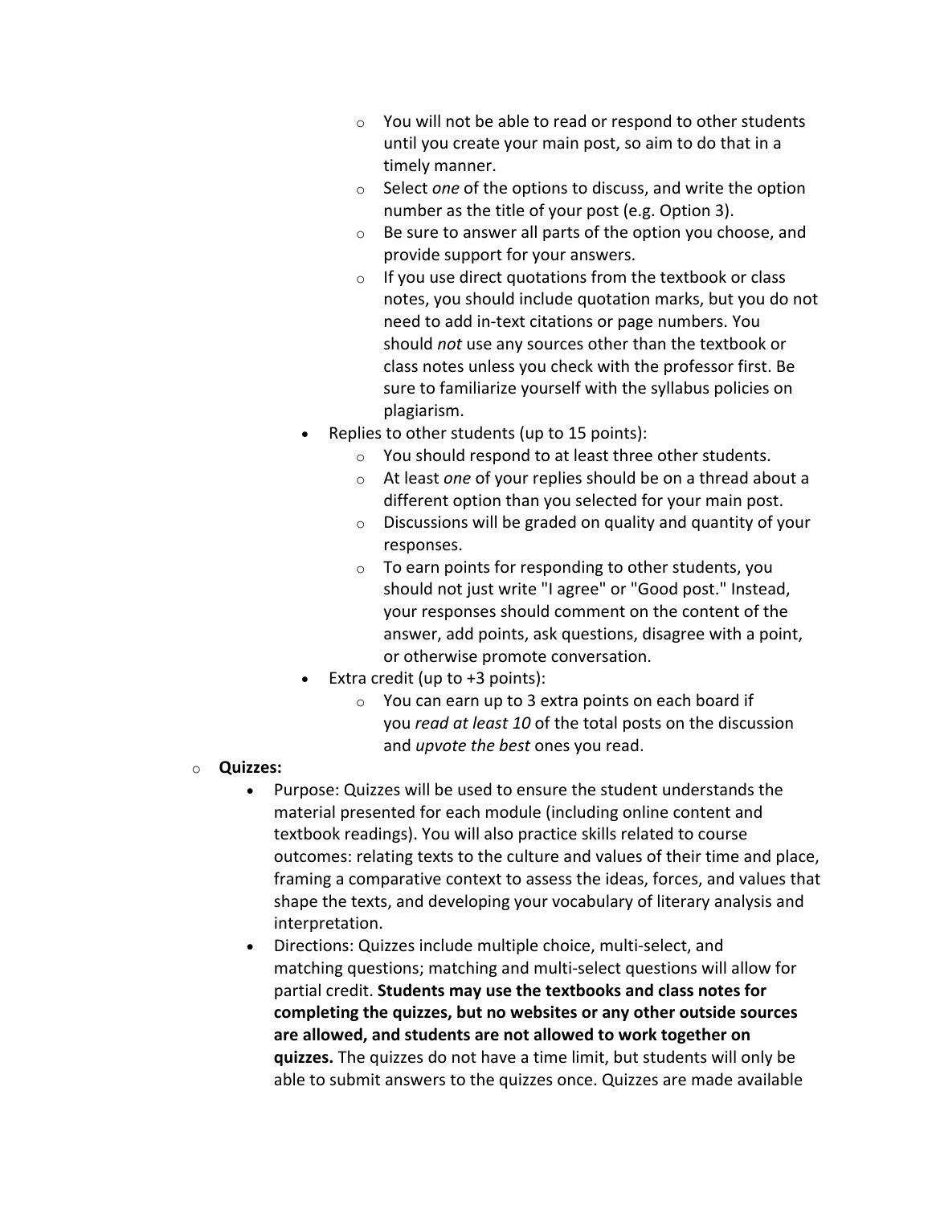- You will not be able to read or respond to other students until you create your main post, so aim to do that in a timely manner.
    - Select *one* of the options to discuss, and write the option number as the title of your post (e.g. Option 3).
    - Be sure to answer all parts of the option you choose, and provide support for your answers.
    - If you use direct quotations from the textbook or class notes, you should include quotation marks, but you do not need to add in-text citations or page numbers. You should *not* use any sources other than the textbook or class notes unless you check with the professor first. Be sure to familiarize yourself with the syllabus policies on plagiarism.
  - Replies to other students (up to 15 points):
    - You should respond to at least three other students.
    - At least *one* of your replies should be on a thread about a different option than you selected for your main post.
    - Discussions will be graded on quality and quantity of your responses.
    - To earn points for responding to other students, you should not just write "I agree" or "Good post." Instead, your responses should comment on the content of the answer, add points, ask questions, disagree with a point, or otherwise promote conversation.
  - Extra credit (up to +3 points):
    - You can earn up to 3 extra points on each board if you *read at least 10* of the total posts on the discussion and *upvote the best* ones you read.

- **Quizzes:**
  - Purpose: Quizzes will be used to ensure the student understands the material presented for each module (including online content and textbook readings). You will also practice skills related to course outcomes: relating texts to the culture and values of their time and place, framing a comparative context to assess the ideas, forces, and values that shape the texts, and developing your vocabulary of literary analysis and interpretation.
  - Directions: Quizzes include multiple choice, multi-select, and matching questions; matching and multi-select questions will allow for partial credit. **Students may use the textbooks and class notes for completing the quizzes, but no websites or any other outside sources are allowed, and students are not allowed to work together on quizzes.** The quizzes do not have a time limit, but students will only be able to submit answers to the quizzes once. Quizzes are made available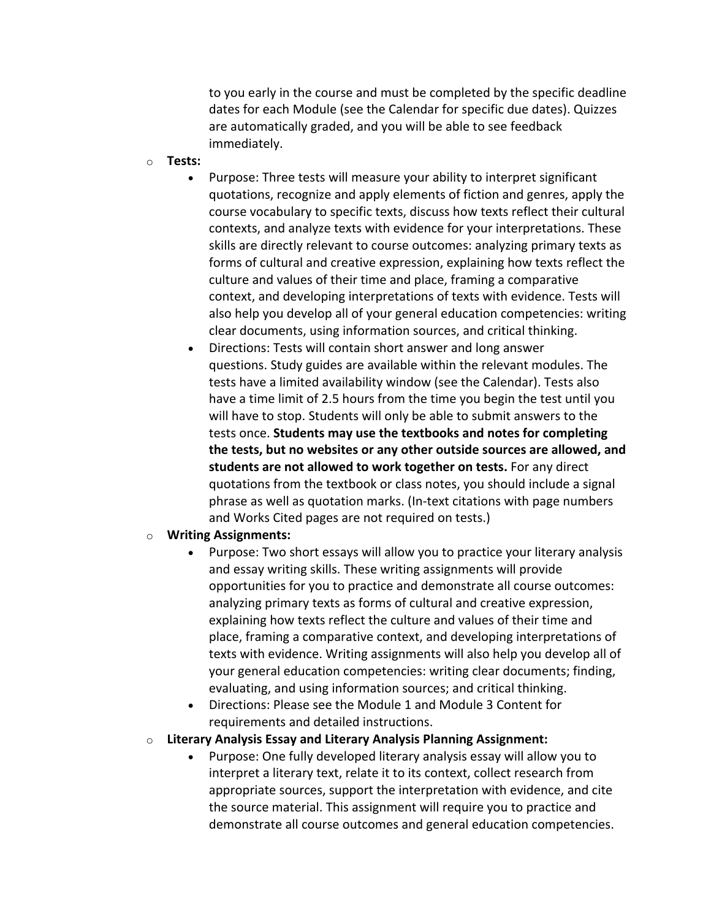to you early in the course and must be completed by the specific deadline dates for each Module (see the Calendar for specific due dates). Quizzes are automatically graded, and you will be able to see feedback immediately.

- **Tests:**
  - Purpose: Three tests will measure your ability to interpret significant quotations, recognize and apply elements of fiction and genres, apply the course vocabulary to specific texts, discuss how texts reflect their cultural contexts, and analyze texts with evidence for your interpretations. These skills are directly relevant to course outcomes: analyzing primary texts as forms of cultural and creative expression, explaining how texts reflect the culture and values of their time and place, framing a comparative context, and developing interpretations of texts with evidence. Tests will also help you develop all of your general education competencies: writing clear documents, using information sources, and critical thinking.
  - Directions: Tests will contain short answer and long answer questions. Study guides are available within the relevant modules. The tests have a limited availability window (see the Calendar). Tests also have a time limit of 2.5 hours from the time you begin the test until you will have to stop. Students will only be able to submit answers to the tests once. **Students may use the textbooks and notes for completing the tests, but no websites or any other outside sources are allowed, and students are not allowed to work together on tests.** For any direct quotations from the textbook or class notes, you should include a signal phrase as well as quotation marks. (In-text citations with page numbers and Works Cited pages are not required on tests.)
- **Writing Assignments:**
  - Purpose: Two short essays will allow you to practice your literary analysis and essay writing skills. These writing assignments will provide opportunities for you to practice and demonstrate all course outcomes: analyzing primary texts as forms of cultural and creative expression, explaining how texts reflect the culture and values of their time and place, framing a comparative context, and developing interpretations of texts with evidence. Writing assignments will also help you develop all of your general education competencies: writing clear documents; finding, evaluating, and using information sources; and critical thinking.
  - Directions: Please see the Module 1 and Module 3 Content for requirements and detailed instructions.
- **Literary Analysis Essay and Literary Analysis Planning Assignment:**
  - Purpose: One fully developed literary analysis essay will allow you to interpret a literary text, relate it to its context, collect research from appropriate sources, support the interpretation with evidence, and cite the source material. This assignment will require you to practice and demonstrate all course outcomes and general education competencies.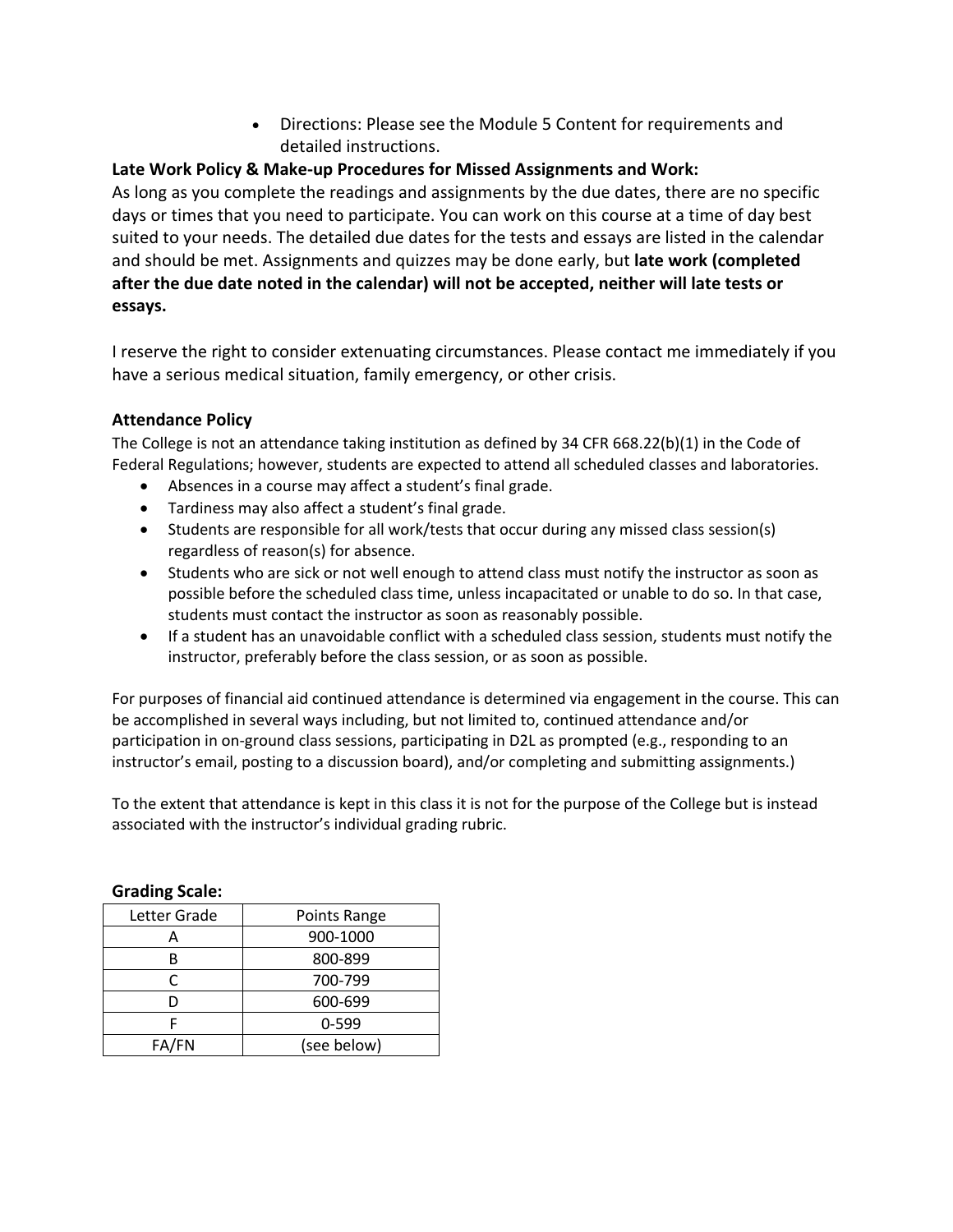- Directions: Please see the Module 5 Content for requirements and detailed instructions.

**Late Work Policy & Make-up Procedures for Missed Assignments and Work:**
As long as you complete the readings and assignments by the due dates, there are no specific days or times that you need to participate. You can work on this course at a time of day best suited to your needs. The detailed due dates for the tests and essays are listed in the calendar and should be met. Assignments and quizzes may be done early, but **late work (completed after the due date noted in the calendar) will not be accepted, neither will late tests or essays.**

I reserve the right to consider extenuating circumstances. Please contact me immediately if you have a serious medical situation, family emergency, or other crisis.

**Attendance Policy**
The College is not an attendance taking institution as defined by 34 CFR 668.22(b)(1) in the Code of Federal Regulations; however, students are expected to attend all scheduled classes and laboratories.

- Absences in a course may affect a student's final grade.
- Tardiness may also affect a student's final grade.
- Students are responsible for all work/tests that occur during any missed class session(s) regardless of reason(s) for absence.
- Students who are sick or not well enough to attend class must notify the instructor as soon as possible before the scheduled class time, unless incapacitated or unable to do so. In that case, students must contact the instructor as soon as reasonably possible.
- If a student has an unavoidable conflict with a scheduled class session, students must notify the instructor, preferably before the class session, or as soon as possible.

For purposes of financial aid continued attendance is determined via engagement in the course. This can be accomplished in several ways including, but not limited to, continued attendance and/or participation in on-ground class sessions, participating in D2L as prompted (e.g., responding to an instructor's email, posting to a discussion board), and/or completing and submitting assignments.)

To the extent that attendance is kept in this class it is not for the purpose of the College but is instead associated with the instructor's individual grading rubric.

**Grading Scale:**

| Letter Grade | Points Range |
|---|---|
| A | 900-1000 |
| B | 800-899 |
| C | 700-799 |
| D | 600-699 |
| F | 0-599 |
| FA/FN | (see below) |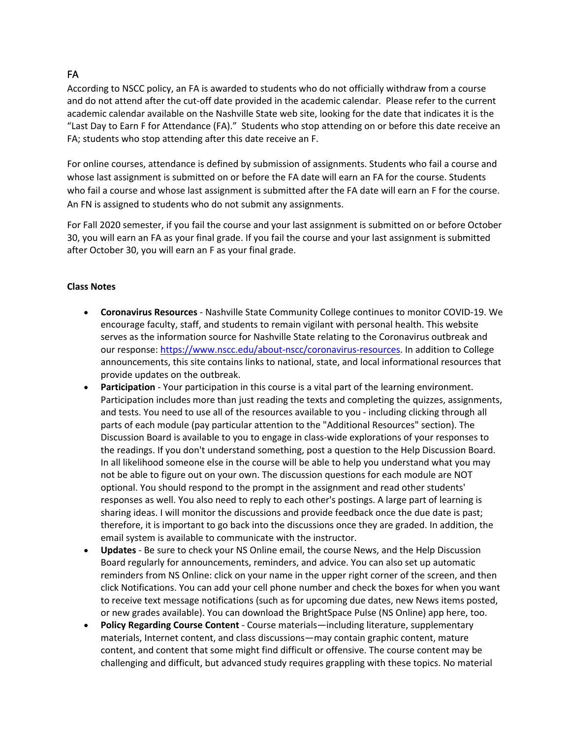## FA

According to NSCC policy, an FA is awarded to students who do not officially withdraw from a course and do not attend after the cut-off date provided in the academic calendar. Please refer to the current academic calendar available on the Nashville State web site, looking for the date that indicates it is the "Last Day to Earn F for Attendance (FA)." Students who stop attending on or before this date receive an FA; students who stop attending after this date receive an F.

For online courses, attendance is defined by submission of assignments. Students who fail a course and whose last assignment is submitted on or before the FA date will earn an FA for the course. Students who fail a course and whose last assignment is submitted after the FA date will earn an F for the course. An FN is assigned to students who do not submit any assignments.

For Fall 2020 semester, if you fail the course and your last assignment is submitted on or before October 30, you will earn an FA as your final grade. If you fail the course and your last assignment is submitted after October 30, you will earn an F as your final grade.

**Class Notes**

- **Coronavirus Resources** - Nashville State Community College continues to monitor COVID-19. We encourage faculty, staff, and students to remain vigilant with personal health. This website serves as the information source for Nashville State relating to the Coronavirus outbreak and our response: https://www.nscc.edu/about-nscc/coronavirus-resources. In addition to College announcements, this site contains links to national, state, and local informational resources that provide updates on the outbreak.
- **Participation** - Your participation in this course is a vital part of the learning environment. Participation includes more than just reading the texts and completing the quizzes, assignments, and tests. You need to use all of the resources available to you - including clicking through all parts of each module (pay particular attention to the "Additional Resources" section). The Discussion Board is available to you to engage in class-wide explorations of your responses to the readings. If you don't understand something, post a question to the Help Discussion Board. In all likelihood someone else in the course will be able to help you understand what you may not be able to figure out on your own. The discussion questions for each module are NOT optional. You should respond to the prompt in the assignment and read other students' responses as well. You also need to reply to each other's postings. A large part of learning is sharing ideas. I will monitor the discussions and provide feedback once the due date is past; therefore, it is important to go back into the discussions once they are graded. In addition, the email system is available to communicate with the instructor.
- **Updates** - Be sure to check your NS Online email, the course News, and the Help Discussion Board regularly for announcements, reminders, and advice. You can also set up automatic reminders from NS Online: click on your name in the upper right corner of the screen, and then click Notifications. You can add your cell phone number and check the boxes for when you want to receive text message notifications (such as for upcoming due dates, new News items posted, or new grades available). You can download the BrightSpace Pulse (NS Online) app here, too.
- **Policy Regarding Course Content** - Course materials—including literature, supplementary materials, Internet content, and class discussions—may contain graphic content, mature content, and content that some might find difficult or offensive. The course content may be challenging and difficult, but advanced study requires grappling with these topics. No material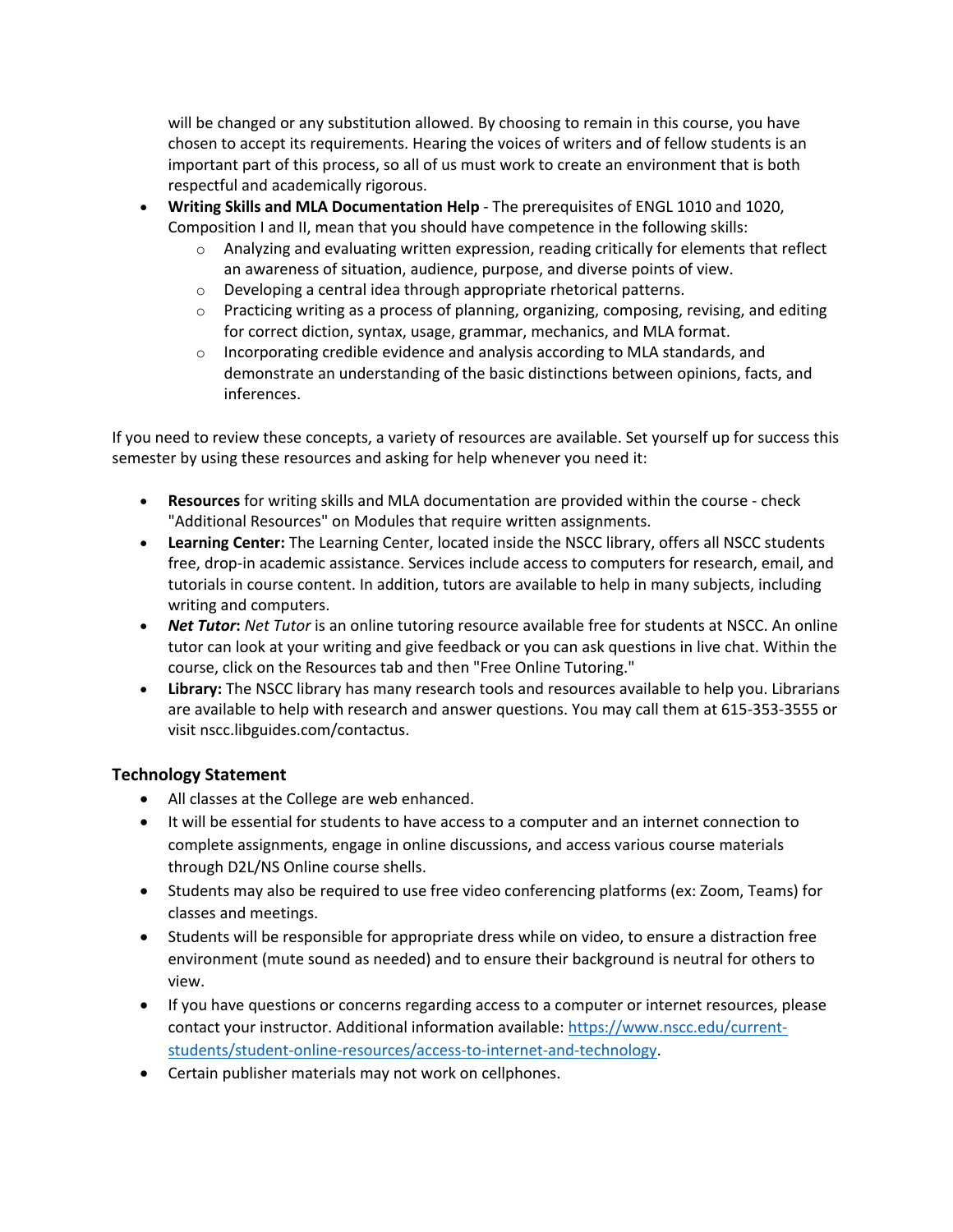will be changed or any substitution allowed. By choosing to remain in this course, you have chosen to accept its requirements. Hearing the voices of writers and of fellow students is an important part of this process, so all of us must work to create an environment that is both respectful and academically rigorous.

- **Writing Skills and MLA Documentation Help** - The prerequisites of ENGL 1010 and 1020, Composition I and II, mean that you should have competence in the following skills:
  - Analyzing and evaluating written expression, reading critically for elements that reflect an awareness of situation, audience, purpose, and diverse points of view.
  - Developing a central idea through appropriate rhetorical patterns.
  - Practicing writing as a process of planning, organizing, composing, revising, and editing for correct diction, syntax, usage, grammar, mechanics, and MLA format.
  - Incorporating credible evidence and analysis according to MLA standards, and demonstrate an understanding of the basic distinctions between opinions, facts, and inferences.

If you need to review these concepts, a variety of resources are available. Set yourself up for success this semester by using these resources and asking for help whenever you need it:

- **Resources** for writing skills and MLA documentation are provided within the course - check "Additional Resources" on Modules that require written assignments.
- **Learning Center:** The Learning Center, located inside the NSCC library, offers all NSCC students free, drop-in academic assistance. Services include access to computers for research, email, and tutorials in course content. In addition, tutors are available to help in many subjects, including writing and computers.
- ***Net Tutor*:** *Net Tutor* is an online tutoring resource available free for students at NSCC. An online tutor can look at your writing and give feedback or you can ask questions in live chat. Within the course, click on the Resources tab and then "Free Online Tutoring."
- **Library:** The NSCC library has many research tools and resources available to help you. Librarians are available to help with research and answer questions. You may call them at 615-353-3555 or visit nscc.libguides.com/contactus.

### Technology Statement

- All classes at the College are web enhanced.
- It will be essential for students to have access to a computer and an internet connection to complete assignments, engage in online discussions, and access various course materials through D2L/NS Online course shells.
- Students may also be required to use free video conferencing platforms (ex: Zoom, Teams) for classes and meetings.
- Students will be responsible for appropriate dress while on video, to ensure a distraction free environment (mute sound as needed) and to ensure their background is neutral for others to view.
- If you have questions or concerns regarding access to a computer or internet resources, please contact your instructor. Additional information available: [https://www.nscc.edu/current-students/student-online-resources/access-to-internet-and-technology](https://www.nscc.edu/current-students/student-online-resources/access-to-internet-and-technology).
- Certain publisher materials may not work on cellphones.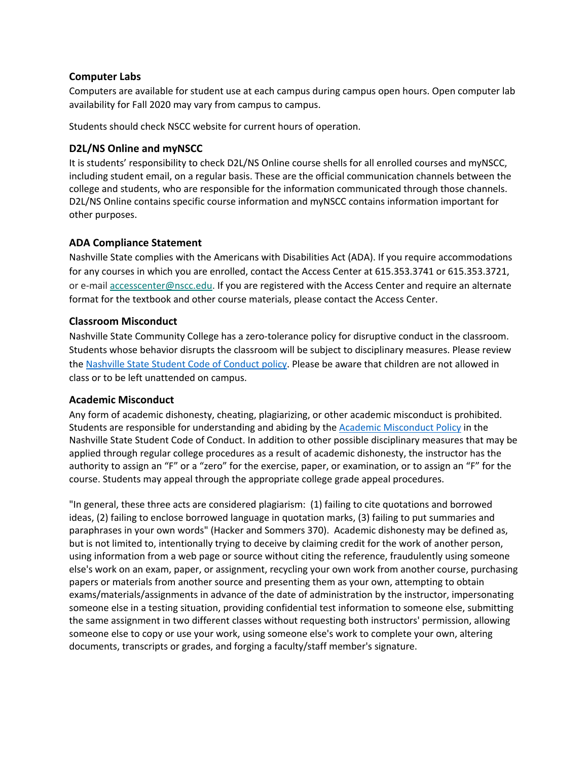### Computer Labs

Computers are available for student use at each campus during campus open hours. Open computer lab availability for Fall 2020 may vary from campus to campus.

Students should check NSCC website for current hours of operation.

### D2L/NS Online and myNSCC

It is students' responsibility to check D2L/NS Online course shells for all enrolled courses and myNSCC, including student email, on a regular basis. These are the official communication channels between the college and students, who are responsible for the information communicated through those channels. D2L/NS Online contains specific course information and myNSCC contains information important for other purposes.

### ADA Compliance Statement

Nashville State complies with the Americans with Disabilities Act (ADA). If you require accommodations for any courses in which you are enrolled, contact the Access Center at 615.353.3741 or 615.353.3721, or e-mail [accesscenter@nscc.edu](mailto:accesscenter@nscc.edu). If you are registered with the Access Center and require an alternate format for the textbook and other course materials, please contact the Access Center.

### Classroom Misconduct

Nashville State Community College has a zero-tolerance policy for disruptive conduct in the classroom. Students whose behavior disrupts the classroom will be subject to disciplinary measures. Please review the Nashville State Student Code of Conduct policy. Please be aware that children are not allowed in class or to be left unattended on campus.

### Academic Misconduct

Any form of academic dishonesty, cheating, plagiarizing, or other academic misconduct is prohibited. Students are responsible for understanding and abiding by the Academic Misconduct Policy in the Nashville State Student Code of Conduct. In addition to other possible disciplinary measures that may be applied through regular college procedures as a result of academic dishonesty, the instructor has the authority to assign an "F" or a "zero" for the exercise, paper, or examination, or to assign an "F" for the course. Students may appeal through the appropriate college grade appeal procedures.

"In general, these three acts are considered plagiarism: (1) failing to cite quotations and borrowed ideas, (2) failing to enclose borrowed language in quotation marks, (3) failing to put summaries and paraphrases in your own words" (Hacker and Sommers 370). Academic dishonesty may be defined as, but is not limited to, intentionally trying to deceive by claiming credit for the work of another person, using information from a web page or source without citing the reference, fraudulently using someone else's work on an exam, paper, or assignment, recycling your own work from another course, purchasing papers or materials from another source and presenting them as your own, attempting to obtain exams/materials/assignments in advance of the date of administration by the instructor, impersonating someone else in a testing situation, providing confidential test information to someone else, submitting the same assignment in two different classes without requesting both instructors' permission, allowing someone else to copy or use your work, using someone else's work to complete your own, altering documents, transcripts or grades, and forging a faculty/staff member's signature.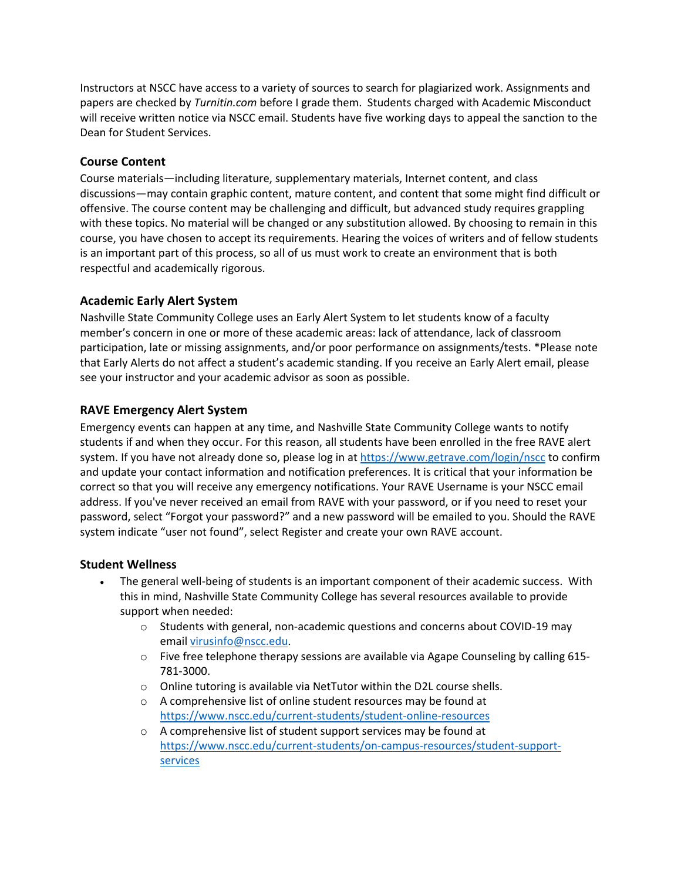Instructors at NSCC have access to a variety of sources to search for plagiarized work. Assignments and papers are checked by *Turnitin.com* before I grade them. Students charged with Academic Misconduct will receive written notice via NSCC email. Students have five working days to appeal the sanction to the Dean for Student Services.

### Course Content

Course materials—including literature, supplementary materials, Internet content, and class discussions—may contain graphic content, mature content, and content that some might find difficult or offensive. The course content may be challenging and difficult, but advanced study requires grappling with these topics. No material will be changed or any substitution allowed. By choosing to remain in this course, you have chosen to accept its requirements. Hearing the voices of writers and of fellow students is an important part of this process, so all of us must work to create an environment that is both respectful and academically rigorous.

### Academic Early Alert System

Nashville State Community College uses an Early Alert System to let students know of a faculty member's concern in one or more of these academic areas: lack of attendance, lack of classroom participation, late or missing assignments, and/or poor performance on assignments/tests. *Please note that Early Alerts do not affect a student's academic standing. If you receive an Early Alert email, please see your instructor and your academic advisor as soon as possible.

### RAVE Emergency Alert System

Emergency events can happen at any time, and Nashville State Community College wants to notify students if and when they occur. For this reason, all students have been enrolled in the free RAVE alert system. If you have not already done so, please log in at [https://www.getrave.com/login/nscc](https://www.getrave.com/login/nscc) to confirm and update your contact information and notification preferences. It is critical that your information be correct so that you will receive any emergency notifications. Your RAVE Username is your NSCC email address. If you've never received an email from RAVE with your password, or if you need to reset your password, select "Forgot your password?" and a new password will be emailed to you. Should the RAVE system indicate "user not found", select Register and create your own RAVE account.

### Student Wellness

- The general well-being of students is an important component of their academic success. With this in mind, Nashville State Community College has several resources available to provide support when needed:
  - Students with general, non-academic questions and concerns about COVID-19 may email [virusinfo@nscc.edu](mailto:virusinfo@nscc.edu).
  - Five free telephone therapy sessions are available via Agape Counseling by calling 615-781-3000.
  - Online tutoring is available via NetTutor within the D2L course shells.
  - A comprehensive list of online student resources may be found at [https://www.nscc.edu/current-students/student-online-resources](https://www.nscc.edu/current-students/student-online-resources)
  - A comprehensive list of student support services may be found at [https://www.nscc.edu/current-students/on-campus-resources/student-support-services](https://www.nscc.edu/current-students/on-campus-resources/student-support-services)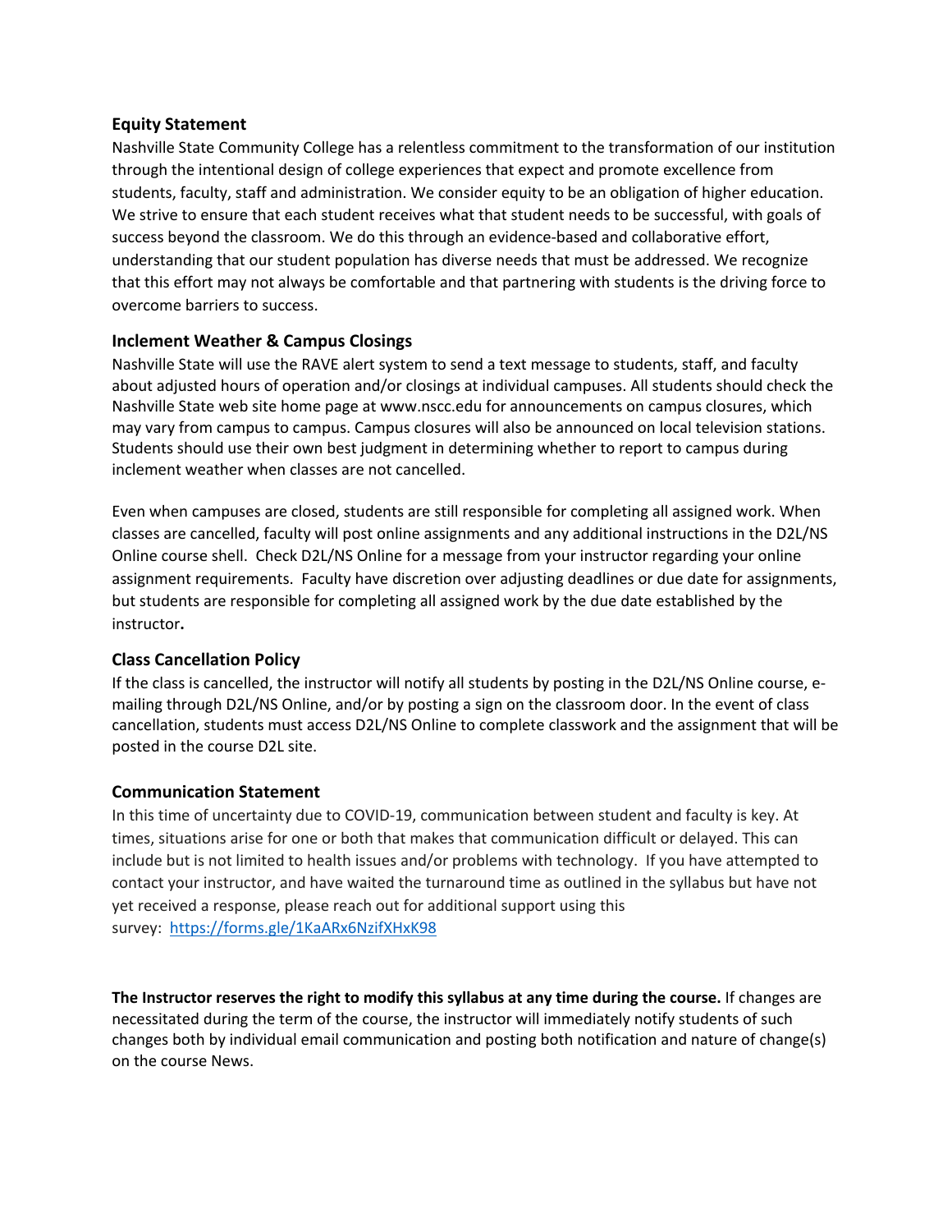### Equity Statement

Nashville State Community College has a relentless commitment to the transformation of our institution through the intentional design of college experiences that expect and promote excellence from students, faculty, staff and administration. We consider equity to be an obligation of higher education. We strive to ensure that each student receives what that student needs to be successful, with goals of success beyond the classroom. We do this through an evidence-based and collaborative effort, understanding that our student population has diverse needs that must be addressed. We recognize that this effort may not always be comfortable and that partnering with students is the driving force to overcome barriers to success.

### Inclement Weather & Campus Closings

Nashville State will use the RAVE alert system to send a text message to students, staff, and faculty about adjusted hours of operation and/or closings at individual campuses. All students should check the Nashville State web site home page at www.nscc.edu for announcements on campus closures, which may vary from campus to campus. Campus closures will also be announced on local television stations. Students should use their own best judgment in determining whether to report to campus during inclement weather when classes are not cancelled.

Even when campuses are closed, students are still responsible for completing all assigned work. When classes are cancelled, faculty will post online assignments and any additional instructions in the D2L/NS Online course shell. Check D2L/NS Online for a message from your instructor regarding your online assignment requirements. Faculty have discretion over adjusting deadlines or due date for assignments, but students are responsible for completing all assigned work by the due date established by the instructor.

### Class Cancellation Policy

If the class is cancelled, the instructor will notify all students by posting in the D2L/NS Online course, e-mailing through D2L/NS Online, and/or by posting a sign on the classroom door. In the event of class cancellation, students must access D2L/NS Online to complete classwork and the assignment that will be posted in the course D2L site.

### Communication Statement

In this time of uncertainty due to COVID-19, communication between student and faculty is key. At times, situations arise for one or both that makes that communication difficult or delayed. This can include but is not limited to health issues and/or problems with technology. If you have attempted to contact your instructor, and have waited the turnaround time as outlined in the syllabus but have not yet received a response, please reach out for additional support using this survey: https://forms.gle/1KaARx6NzifXHxK98

**The Instructor reserves the right to modify this syllabus at any time during the course.** If changes are necessitated during the term of the course, the instructor will immediately notify students of such changes both by individual email communication and posting both notification and nature of change(s) on the course News.